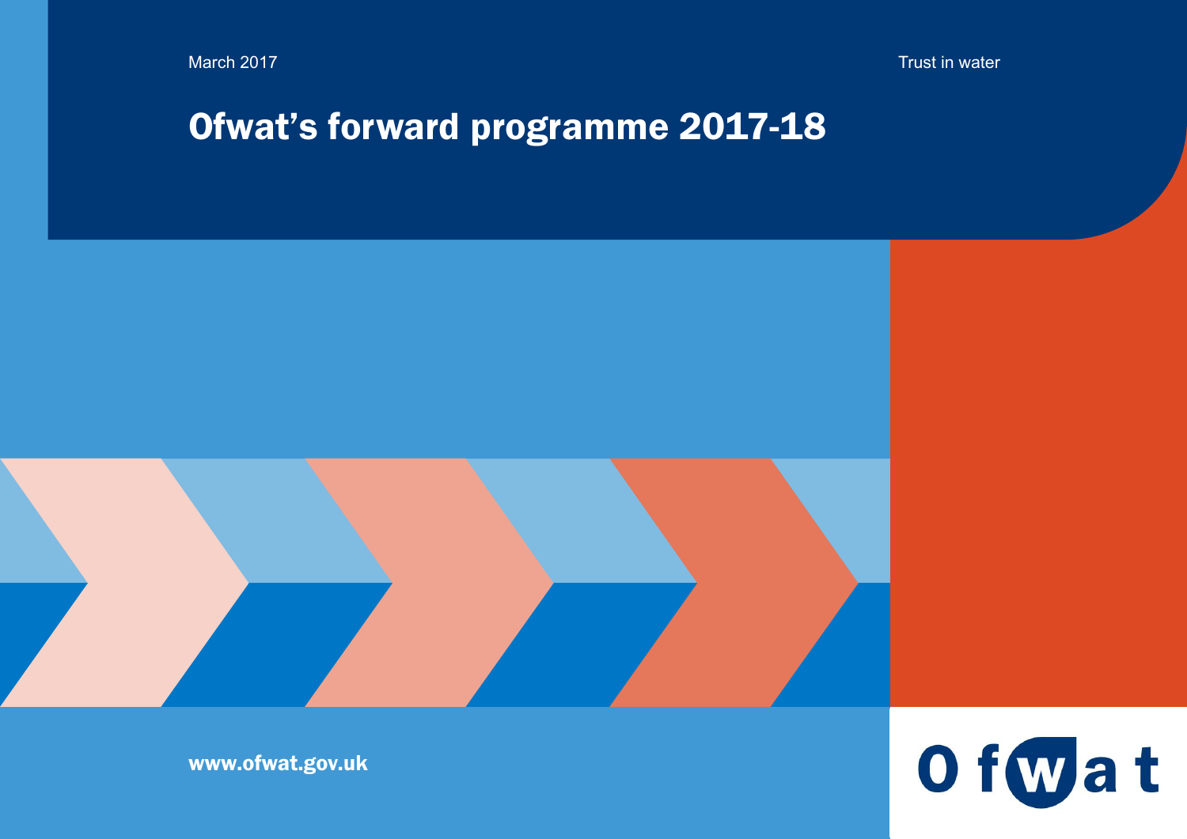March 2017

Trust in water

# Ofwat's forward programme 2017-18

www.ofwat.gov.uk

Ofwat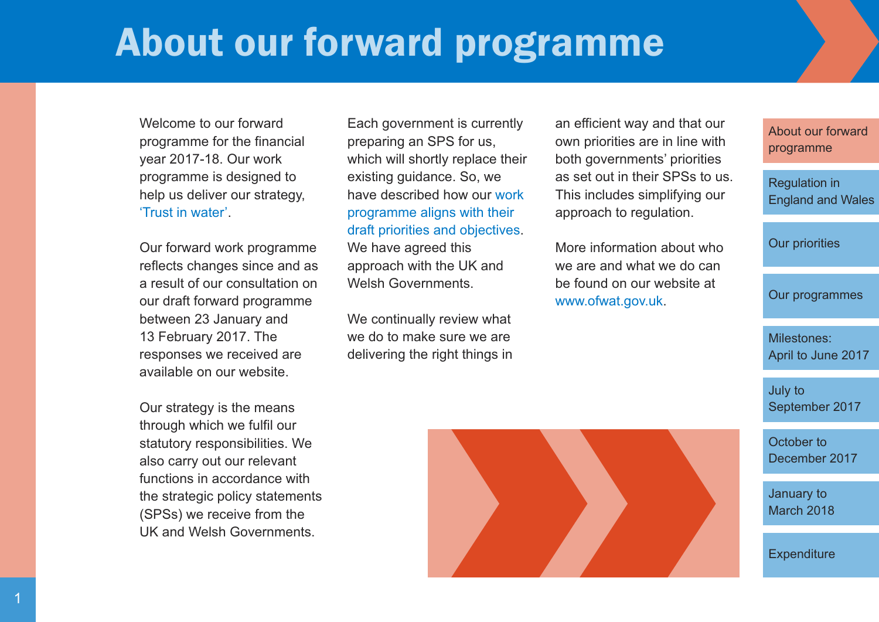# About our forward programme

Welcome to our forward programme for the financial year 2017-18. Our work programme is designed to help us deliver our strategy, 'Trust in water'.

Our forward work programme reflects changes since and as a result of our consultation on our draft forward programme between 23 January and 13 February 2017. The responses we received are available on our website.

Our strategy is the means through which we fulfil our statutory responsibilities. We also carry out our relevant functions in accordance with the strategic policy statements (SPSs) we receive from the UK and Welsh Governments.

Each government is currently preparing an SPS for us, which will shortly replace their existing guidance. So, we have described how our work programme aligns with their draft priorities and objectives. We have agreed this approach with the UK and Welsh Governments.

We continually review what we do to make sure we are delivering the right things in an efficient way and that our own priorities are in line with both governments' priorities as set out in their SPSs to us. This includes simplifying our approach to regulation.

More information about who we are and what we do can be found on our website at www.ofwat.gov.uk.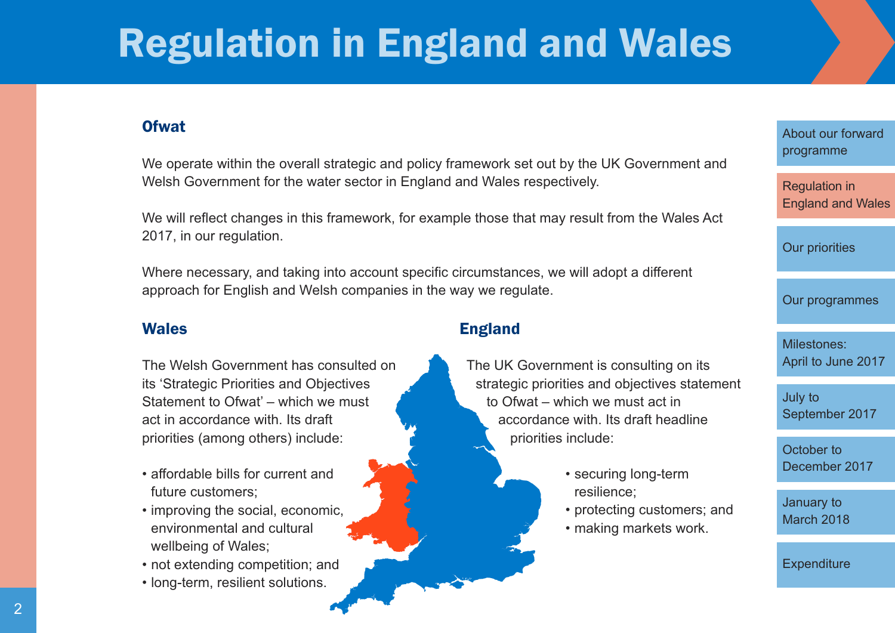# Regulation in England and Wales

## Ofwat

We operate within the overall strategic and policy framework set out by the UK Government and Welsh Government for the water sector in England and Wales respectively.

We will reflect changes in this framework, for example those that may result from the Wales Act 2017, in our regulation.

Where necessary, and taking into account specific circumstances, we will adopt a different approach for English and Welsh companies in the way we regulate.

## Wales

The Welsh Government has consulted on its 'Strategic Priorities and Objectives Statement to Ofwat' – which we must act in accordance with. Its draft priorities (among others) include:

- affordable bills for current and future customers;
- improving the social, economic, environmental and cultural wellbeing of Wales;
- not extending competition; and
- long-term, resilient solutions.

## England

The UK Government is consulting on its strategic priorities and objectives statement to Ofwat – which we must act in accordance with. Its draft headline priorities include:

- securing long-term resilience;
- protecting customers; and
- making markets work.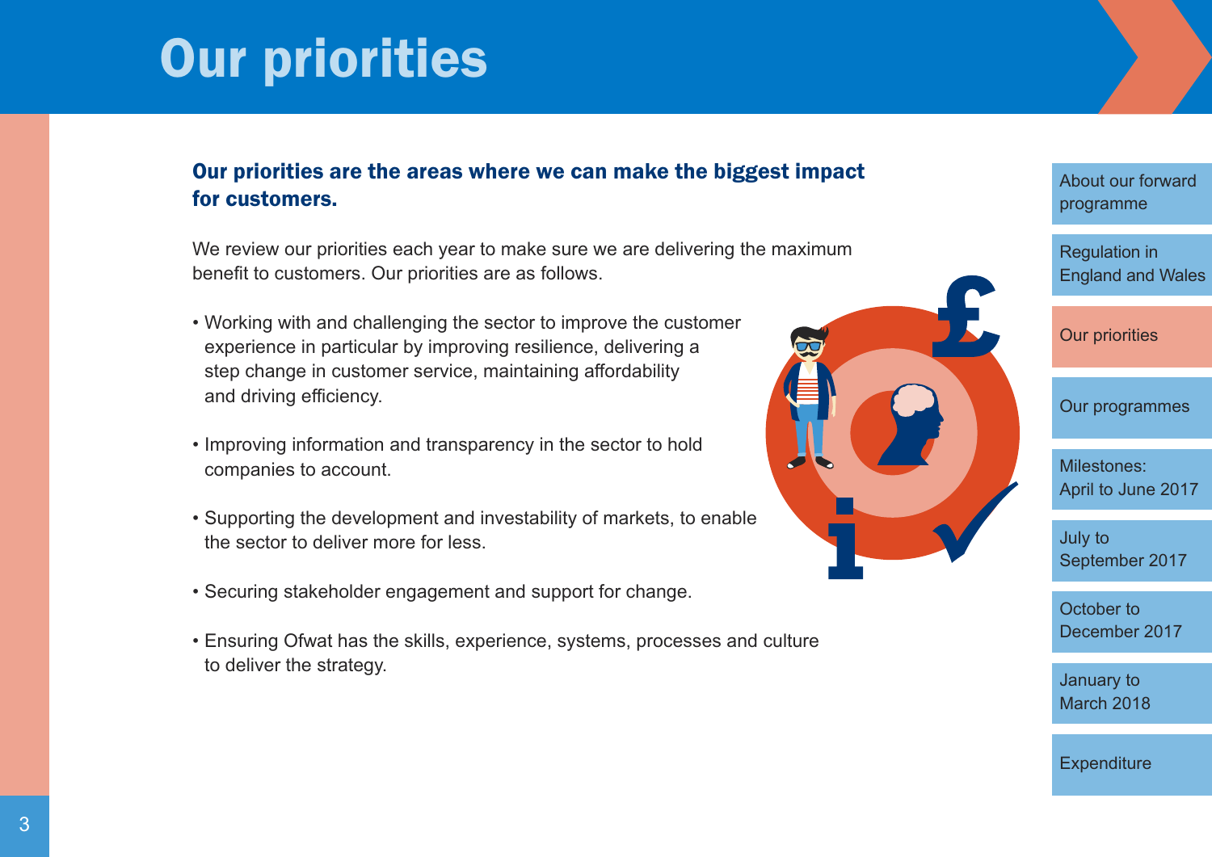# Our priorities

**Our priorities are the areas where we can make the biggest impact for customers.**

We review our priorities each year to make sure we are delivering the maximum benefit to customers. Our priorities are as follows.

- Working with and challenging the sector to improve the customer experience in particular by improving resilience, delivering a step change in customer service, maintaining affordability and driving efficiency.
- Improving information and transparency in the sector to hold companies to account.
- Supporting the development and investability of markets, to enable the sector to deliver more for less.
- Securing stakeholder engagement and support for change.
- Ensuring Ofwat has the skills, experience, systems, processes and culture to deliver the strategy.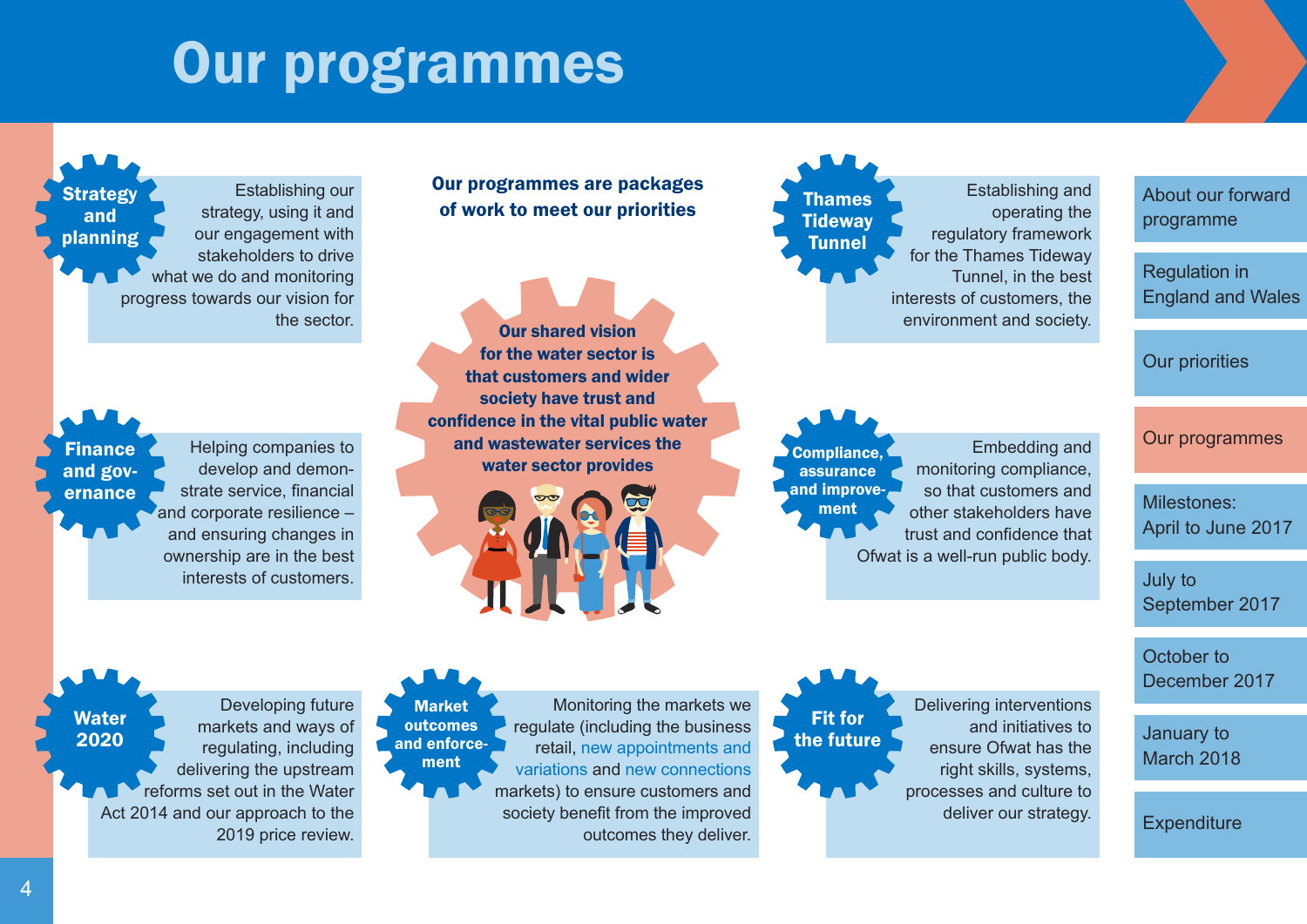# Our programmes

**Our programmes are packages of work to meet our priorities**

**Our shared vision for the water sector is that customers and wider society have trust and confidence in the vital public water and wastewater services the water sector provides**

**Strategy and planning**

Establishing our strategy, using it and our engagement with stakeholders to drive what we do and monitoring progress towards our vision for the sector.

**Finance and governance**

Helping companies to develop and demonstrate service, financial and corporate resilience – and ensuring changes in ownership are in the best interests of customers.

**Water 2020**

Developing future markets and ways of regulating, including delivering the upstream reforms set out in the Water Act 2014 and our approach to the 2019 price review.

**Market outcomes and enforcement**

Monitoring the markets we regulate (including the business retail, new appointments and variations and new connections markets) to ensure customers and society benefit from the improved outcomes they deliver.

**Thames Tideway Tunnel**

Establishing and operating the regulatory framework for the Thames Tideway Tunnel, in the best interests of customers, the environment and society.

**Compliance, assurance and improvement**

Embedding and monitoring compliance, so that customers and other stakeholders have trust and confidence that Ofwat is a well-run public body.

**Fit for the future**

Delivering interventions and initiatives to ensure Ofwat has the right skills, systems, processes and culture to deliver our strategy.

- About our forward programme
- Regulation in England and Wales
- Our priorities
- Our programmes
- Milestones: April to June 2017
- July to September 2017
- October to December 2017
- January to March 2018
- Expenditure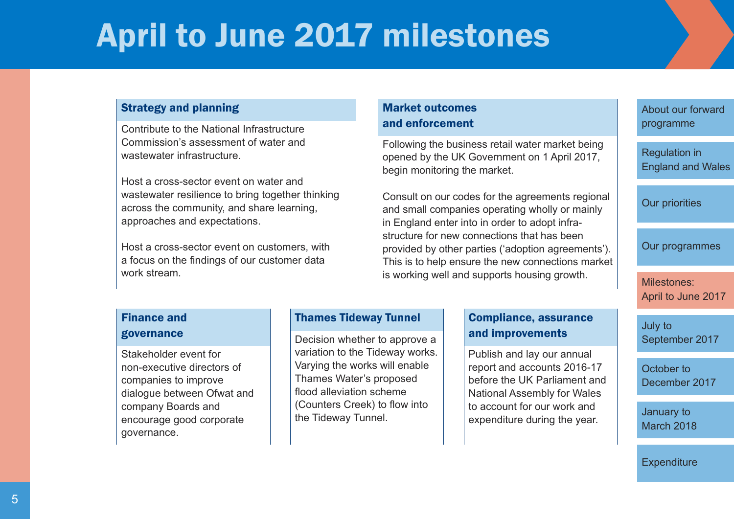# April to June 2017 milestones

## Strategy and planning

Contribute to the National Infrastructure Commission's assessment of water and wastewater infrastructure.

Host a cross-sector event on water and wastewater resilience to bring together thinking across the community, and share learning, approaches and expectations.

Host a cross-sector event on customers, with a focus on the findings of our customer data work stream.

## Market outcomes and enforcement

Following the business retail water market being opened by the UK Government on 1 April 2017, begin monitoring the market.

Consult on our codes for the agreements regional and small companies operating wholly or mainly in England enter into in order to adopt infrastructure for new connections that has been provided by other parties ('adoption agreements'). This is to help ensure the new connections market is working well and supports housing growth.

## Finance and governance

Stakeholder event for non-executive directors of companies to improve dialogue between Ofwat and company Boards and encourage good corporate governance.

## Thames Tideway Tunnel

Decision whether to approve a variation to the Tideway works. Varying the works will enable Thames Water's proposed flood alleviation scheme (Counters Creek) to flow into the Tideway Tunnel.

## Compliance, assurance and improvements

Publish and lay our annual report and accounts 2016-17 before the UK Parliament and National Assembly for Wales to account for our work and expenditure during the year.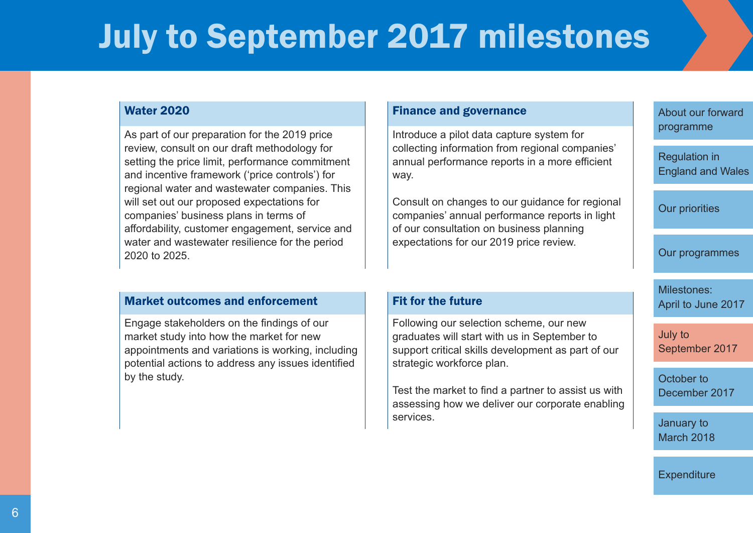# July to September 2017 milestones

## Water 2020

As part of our preparation for the 2019 price review, consult on our draft methodology for setting the price limit, performance commitment and incentive framework ('price controls') for regional water and wastewater companies. This will set out our proposed expectations for companies' business plans in terms of affordability, customer engagement, service and water and wastewater resilience for the period 2020 to 2025.

## Finance and governance

Introduce a pilot data capture system for collecting information from regional companies' annual performance reports in a more efficient way.

Consult on changes to our guidance for regional companies' annual performance reports in light of our consultation on business planning expectations for our 2019 price review.

## Market outcomes and enforcement

Engage stakeholders on the findings of our market study into how the market for new appointments and variations is working, including potential actions to address any issues identified by the study.

## Fit for the future

Following our selection scheme, our new graduates will start with us in September to support critical skills development as part of our strategic workforce plan.

Test the market to find a partner to assist us with assessing how we deliver our corporate enabling services.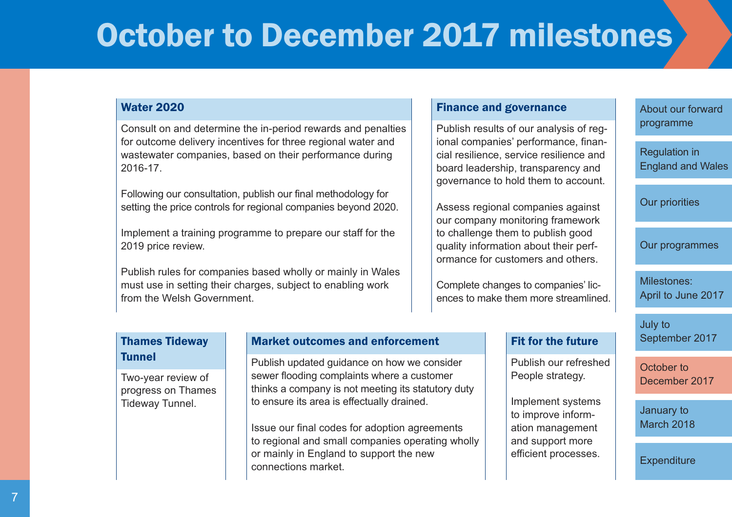# October to December 2017 milestones

## Water 2020

Consult on and determine the in-period rewards and penalties for outcome delivery incentives for three regional water and wastewater companies, based on their performance during 2016-17.

Following our consultation, publish our final methodology for setting the price controls for regional companies beyond 2020.

Implement a training programme to prepare our staff for the 2019 price review.

Publish rules for companies based wholly or mainly in Wales must use in setting their charges, subject to enabling work from the Welsh Government.

## Finance and governance

Publish results of our analysis of regional companies' performance, financial resilience, service resilience and board leadership, transparency and governance to hold them to account.

Assess regional companies against our company monitoring framework to challenge them to publish good quality information about their performance for customers and others.

Complete changes to companies' licences to make them more streamlined.

## Thames Tideway Tunnel

Two-year review of progress on Thames Tideway Tunnel.

## Market outcomes and enforcement

Publish updated guidance on how we consider sewer flooding complaints where a customer thinks a company is not meeting its statutory duty to ensure its area is effectually drained.

Issue our final codes for adoption agreements to regional and small companies operating wholly or mainly in England to support the new connections market.

## Fit for the future

Publish our refreshed People strategy.

Implement systems to improve information management and support more efficient processes.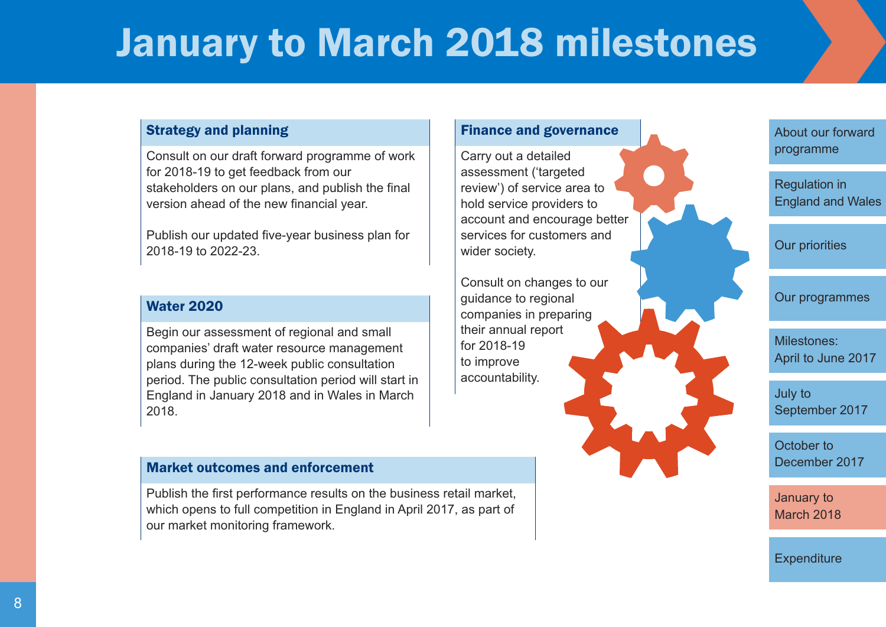# January to March 2018 milestones

## Strategy and planning

Consult on our draft forward programme of work for 2018-19 to get feedback from our stakeholders on our plans, and publish the final version ahead of the new financial year.

Publish our updated five-year business plan for 2018-19 to 2022-23.

## Water 2020

Begin our assessment of regional and small companies' draft water resource management plans during the 12-week public consultation period. The public consultation period will start in England in January 2018 and in Wales in March 2018.

## Market outcomes and enforcement

Publish the first performance results on the business retail market, which opens to full competition in England in April 2017, as part of our market monitoring framework.

## Finance and governance

Carry out a detailed assessment ('targeted review') of service area to hold service providers to account and encourage better services for customers and wider society.

Consult on changes to our guidance to regional companies in preparing their annual report for 2018-19 to improve accountability.

- About our forward programme
- Regulation in England and Wales
- Our priorities
- Our programmes
- Milestones: April to June 2017
- July to September 2017
- October to December 2017
- January to March 2018
- Expenditure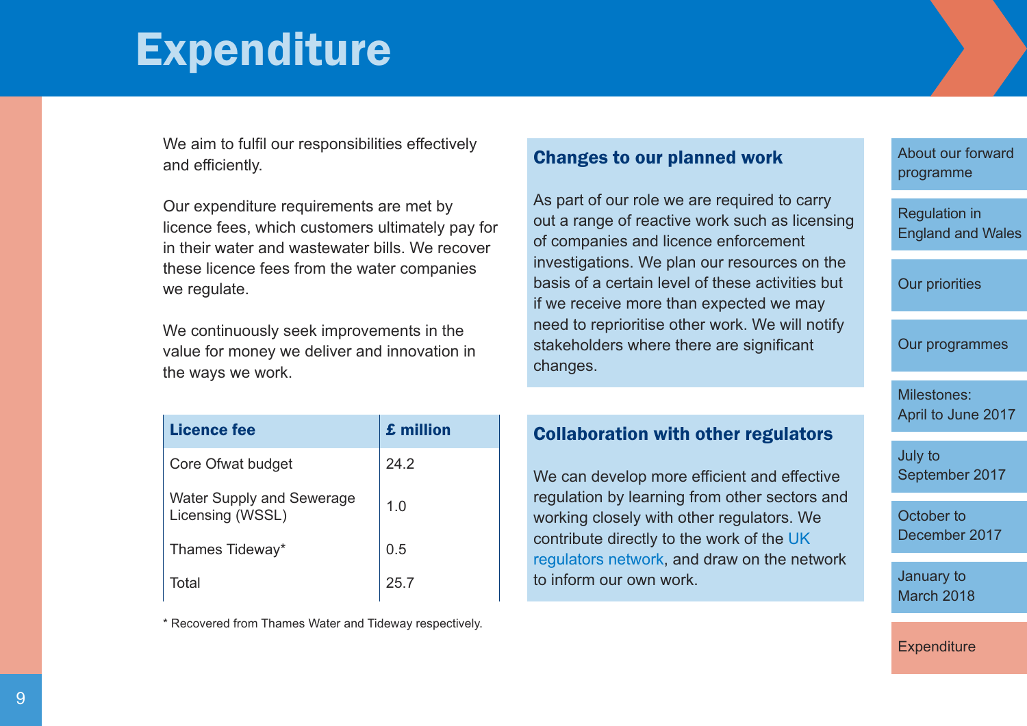# Expenditure

We aim to fulfil our responsibilities effectively and efficiently.

Our expenditure requirements are met by licence fees, which customers ultimately pay for in their water and wastewater bills. We recover these licence fees from the water companies we regulate.

We continuously seek improvements in the value for money we deliver and innovation in the ways we work.

| Licence fee | £ million |
| --- | --- |
| Core Ofwat budget | 24.2 |
| Water Supply and Sewerage Licensing (WSSL) | 1.0 |
| Thames Tideway* | 0.5 |
| Total | 25.7 |

* Recovered from Thames Water and Tideway respectively.

## Changes to our planned work

As part of our role we are required to carry out a range of reactive work such as licensing of companies and licence enforcement investigations. We plan our resources on the basis of a certain level of these activities but if we receive more than expected we may need to reprioritise other work. We will notify stakeholders where there are significant changes.

## Collaboration with other regulators

We can develop more efficient and effective regulation by learning from other sectors and working closely with other regulators. We contribute directly to the work of the UK regulators network, and draw on the network to inform our own work.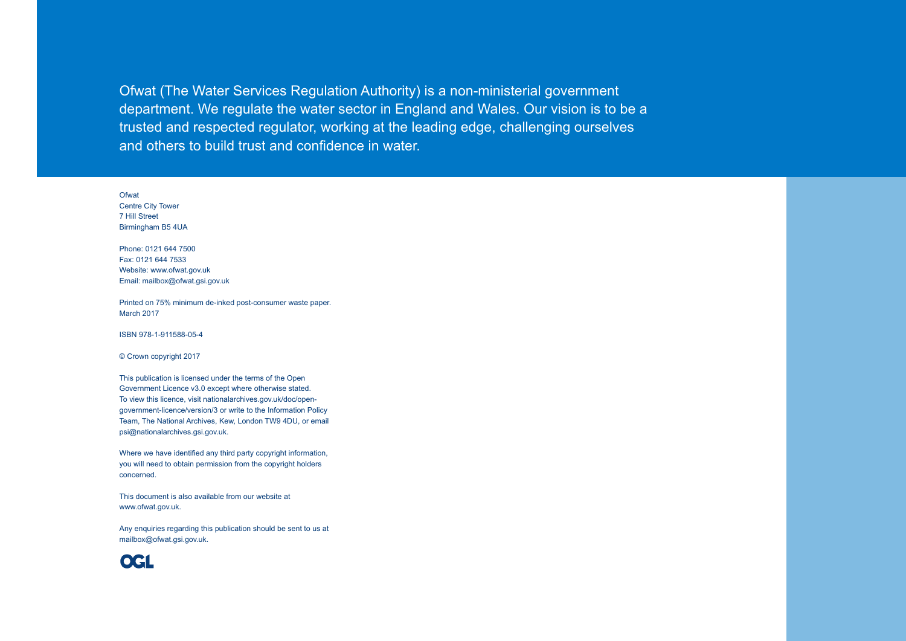Ofwat (The Water Services Regulation Authority) is a non-ministerial government department. We regulate the water sector in England and Wales. Our vision is to be a trusted and respected regulator, working at the leading edge, challenging ourselves and others to build trust and confidence in water.

Ofwat
Centre City Tower
7 Hill Street
Birmingham B5 4UA

Phone: 0121 644 7500
Fax: 0121 644 7533
Website: www.ofwat.gov.uk
Email: mailbox@ofwat.gsi.gov.uk

Printed on 75% minimum de-inked post-consumer waste paper.
March 2017

ISBN 978-1-911588-05-4

© Crown copyright 2017

This publication is licensed under the terms of the Open Government Licence v3.0 except where otherwise stated. To view this licence, visit nationalarchives.gov.uk/doc/open-government-licence/version/3 or write to the Information Policy Team, The National Archives, Kew, London TW9 4DU, or email psi@nationalarchives.gsi.gov.uk.

Where we have identified any third party copyright information, you will need to obtain permission from the copyright holders concerned.

This document is also available from our website at www.ofwat.gov.uk.

Any enquiries regarding this publication should be sent to us at mailbox@ofwat.gsi.gov.uk.

OGL